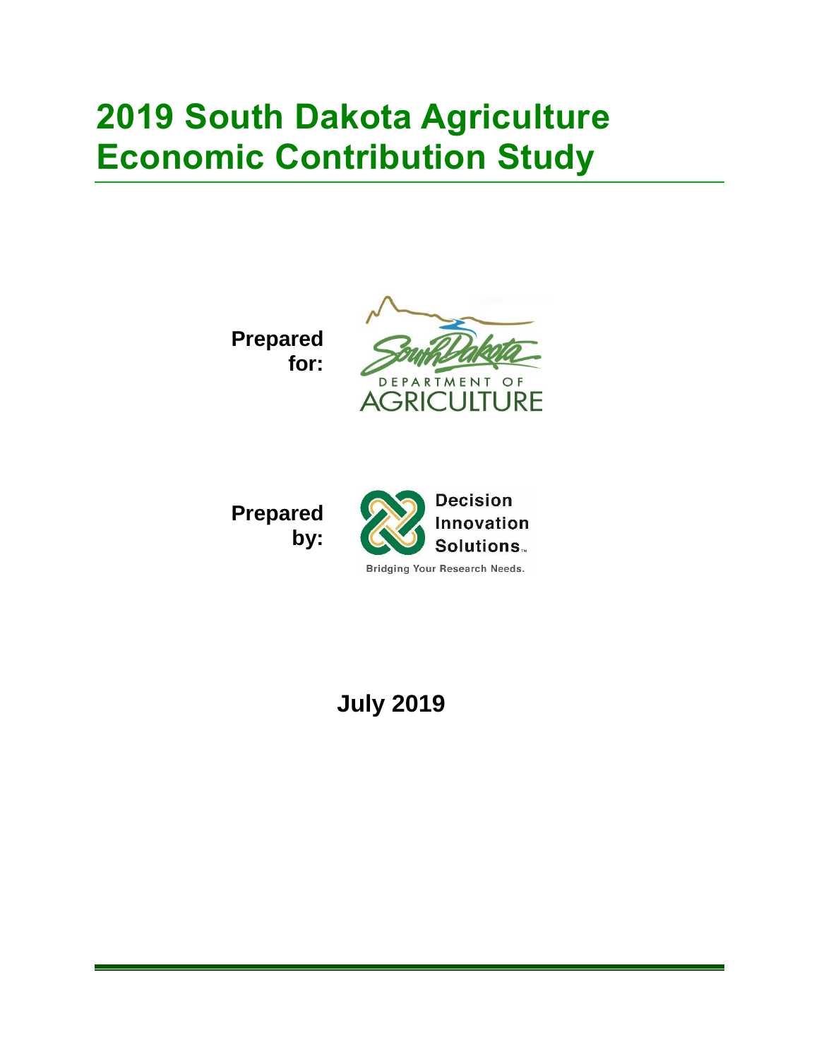# 2019 South Dakota Agriculture Economic Contribution Study

**Prepared for:**

South Dakota DEPARTMENT OF AGRICULTURE

**Prepared by:**

Decision Innovation Solutions™

Bridging Your Research Needs.

**July 2019**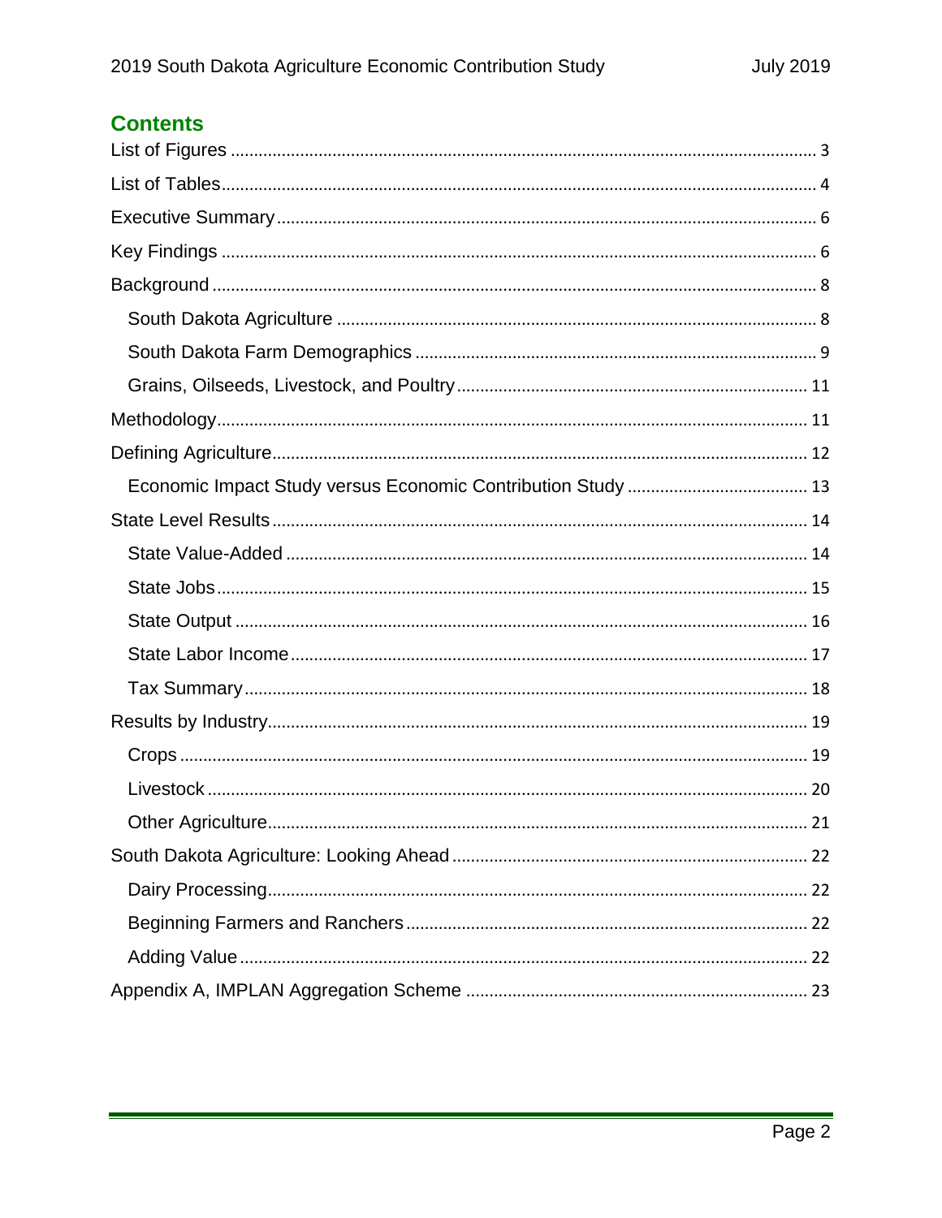## Contents

- List of Figures ..... 3
- List of Tables ..... 4
- Executive Summary ..... 6
- Key Findings ..... 6
- Background ..... 8
  - South Dakota Agriculture ..... 8
  - South Dakota Farm Demographics ..... 9
  - Grains, Oilseeds, Livestock, and Poultry ..... 11
- Methodology ..... 11
- Defining Agriculture ..... 12
  - Economic Impact Study versus Economic Contribution Study ..... 13
- State Level Results ..... 14
  - State Value-Added ..... 14
  - State Jobs ..... 15
  - State Output ..... 16
  - State Labor Income ..... 17
  - Tax Summary ..... 18
- Results by Industry ..... 19
  - Crops ..... 19
  - Livestock ..... 20
  - Other Agriculture ..... 21
- South Dakota Agriculture: Looking Ahead ..... 22
  - Dairy Processing ..... 22
  - Beginning Farmers and Ranchers ..... 22
  - Adding Value ..... 22
- Appendix A, IMPLAN Aggregation Scheme ..... 23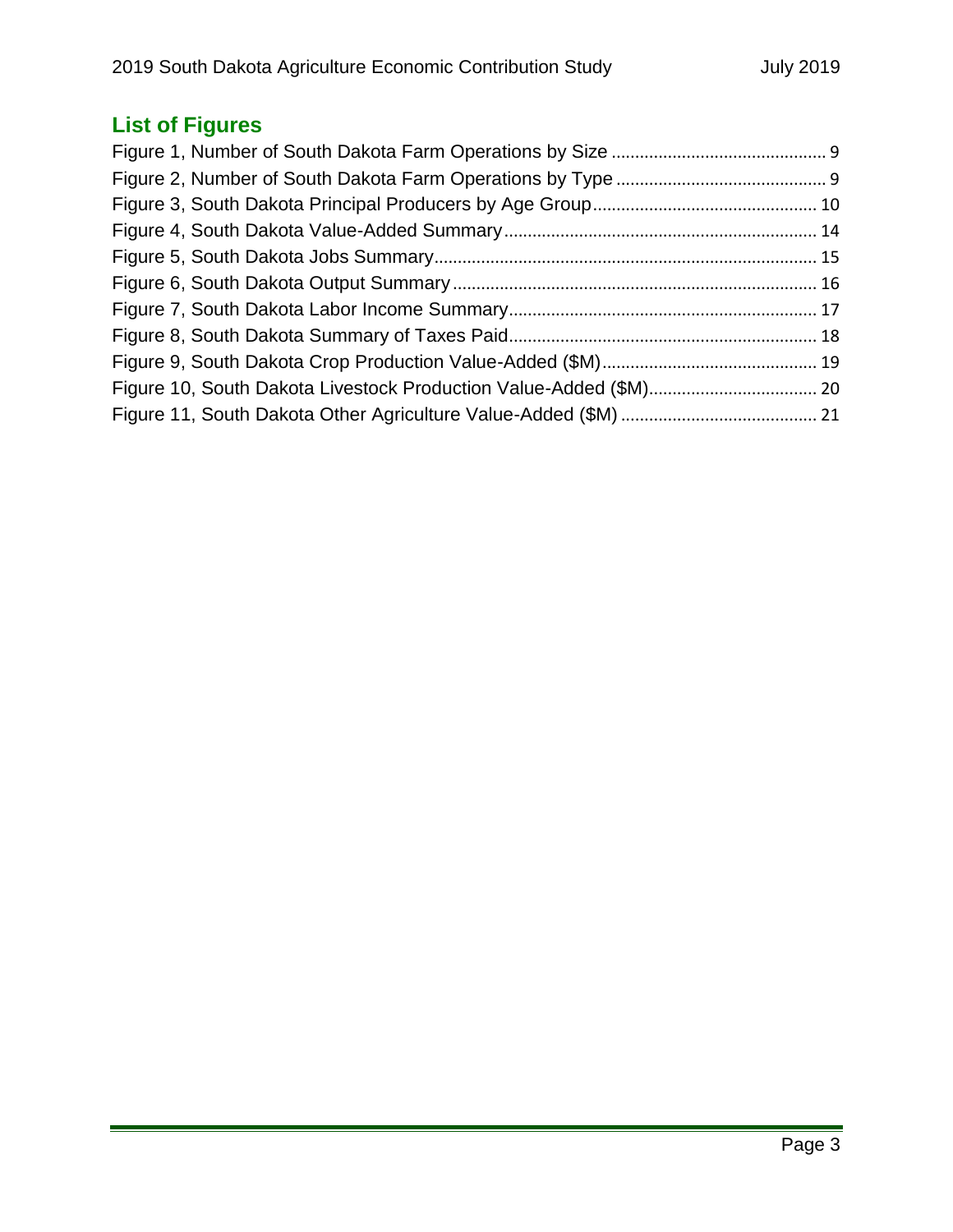## List of Figures

Figure 1, Number of South Dakota Farm Operations by Size ............................................. 9
Figure 2, Number of South Dakota Farm Operations by Type ............................................. 9
Figure 3, South Dakota Principal Producers by Age Group................................................ 10
Figure 4, South Dakota Value-Added Summary................................................................... 14
Figure 5, South Dakota Jobs Summary................................................................................. 15
Figure 6, South Dakota Output Summary............................................................................. 16
Figure 7, South Dakota Labor Income Summary................................................................. 17
Figure 8, South Dakota Summary of Taxes Paid................................................................. 18
Figure 9, South Dakota Crop Production Value-Added ($M).............................................. 19
Figure 10, South Dakota Livestock Production Value-Added ($M).................................... 20
Figure 11, South Dakota Other Agriculture Value-Added ($M) .......................................... 21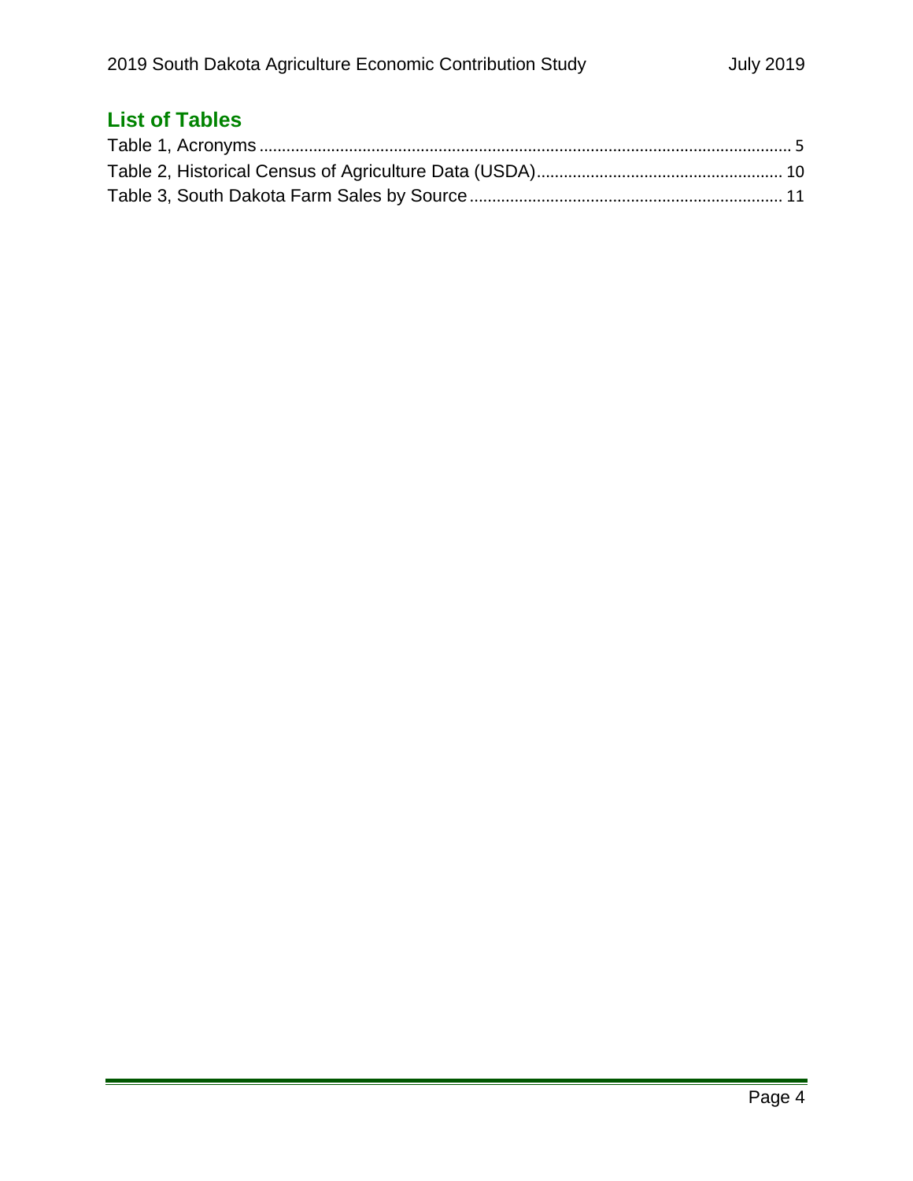## List of Tables

Table 1, Acronyms ........................................................................................................ 5
Table 2, Historical Census of Agriculture Data (USDA)........................................................ 10
Table 3, South Dakota Farm Sales by Source...................................................................... 11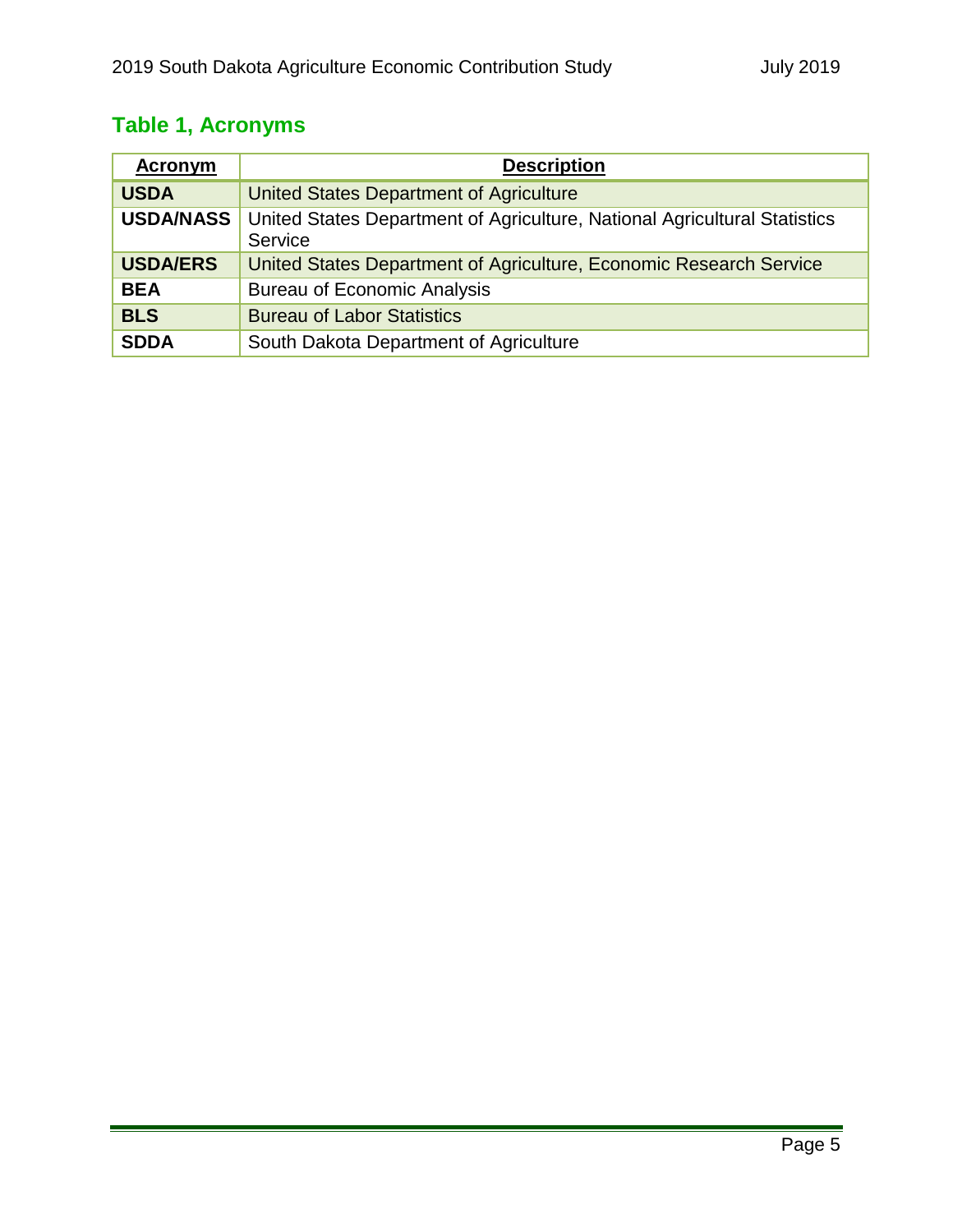## Table 1, Acronyms

| Acronym | Description |
|---|---|
| **USDA** | United States Department of Agriculture |
| **USDA/NASS** | United States Department of Agriculture, National Agricultural Statistics Service |
| **USDA/ERS** | United States Department of Agriculture, Economic Research Service |
| **BEA** | Bureau of Economic Analysis |
| **BLS** | Bureau of Labor Statistics |
| **SDDA** | South Dakota Department of Agriculture |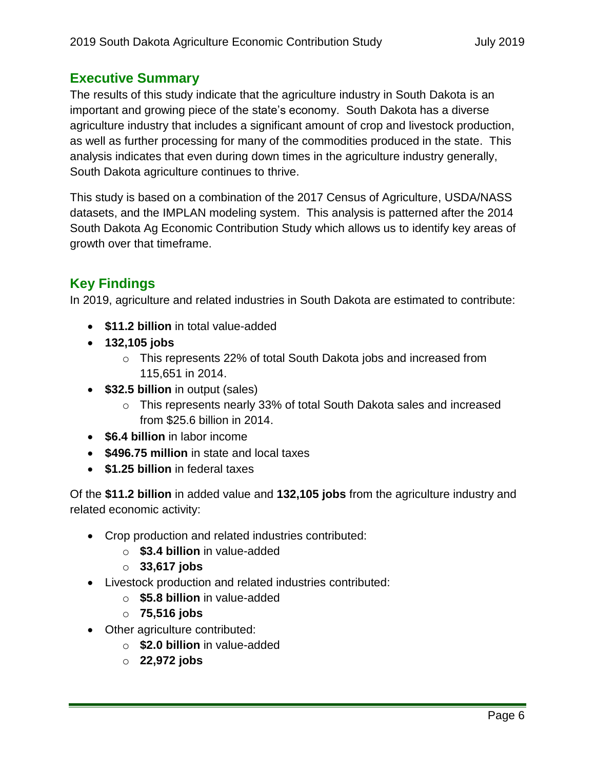## Executive Summary

The results of this study indicate that the agriculture industry in South Dakota is an important and growing piece of the state's economy. South Dakota has a diverse agriculture industry that includes a significant amount of crop and livestock production, as well as further processing for many of the commodities produced in the state. This analysis indicates that even during down times in the agriculture industry generally, South Dakota agriculture continues to thrive.

This study is based on a combination of the 2017 Census of Agriculture, USDA/NASS datasets, and the IMPLAN modeling system. This analysis is patterned after the 2014 South Dakota Ag Economic Contribution Study which allows us to identify key areas of growth over that timeframe.

## Key Findings

In 2019, agriculture and related industries in South Dakota are estimated to contribute:

- **\$11.2 billion** in total value-added
- **132,105 jobs**
  - This represents 22% of total South Dakota jobs and increased from 115,651 in 2014.
- **\$32.5 billion** in output (sales)
  - This represents nearly 33% of total South Dakota sales and increased from \$25.6 billion in 2014.
- **\$6.4 billion** in labor income
- **\$496.75 million** in state and local taxes
- **\$1.25 billion** in federal taxes

Of the **\$11.2 billion** in added value and **132,105 jobs** from the agriculture industry and related economic activity:

- Crop production and related industries contributed:
  - **\$3.4 billion** in value-added
  - **33,617 jobs**
- Livestock production and related industries contributed:
  - **\$5.8 billion** in value-added
  - **75,516 jobs**
- Other agriculture contributed:
  - **\$2.0 billion** in value-added
  - **22,972 jobs**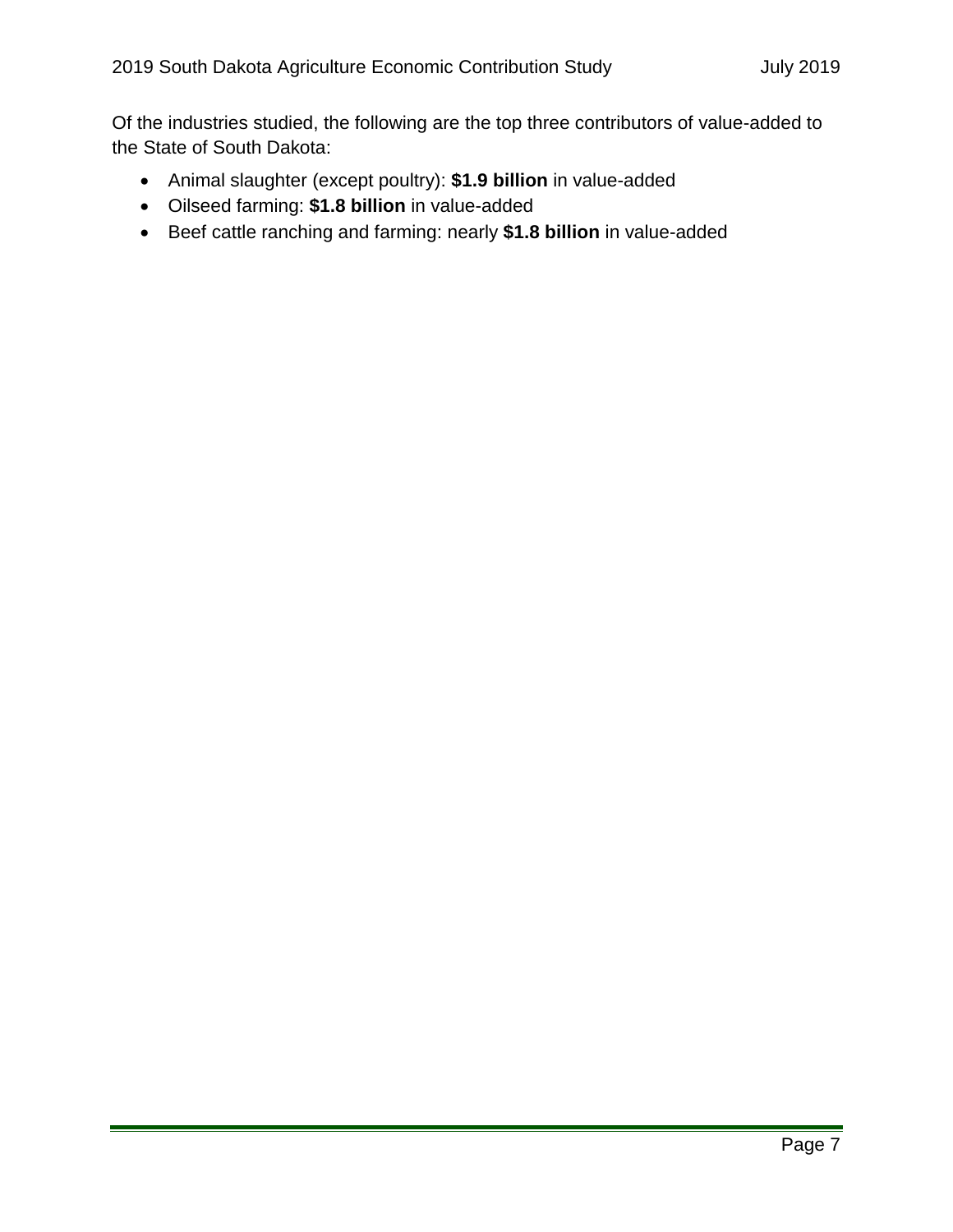Of the industries studied, the following are the top three contributors of value-added to the State of South Dakota:

- Animal slaughter (except poultry): **$1.9 billion** in value-added
- Oilseed farming: **$1.8 billion** in value-added
- Beef cattle ranching and farming: nearly **$1.8 billion** in value-added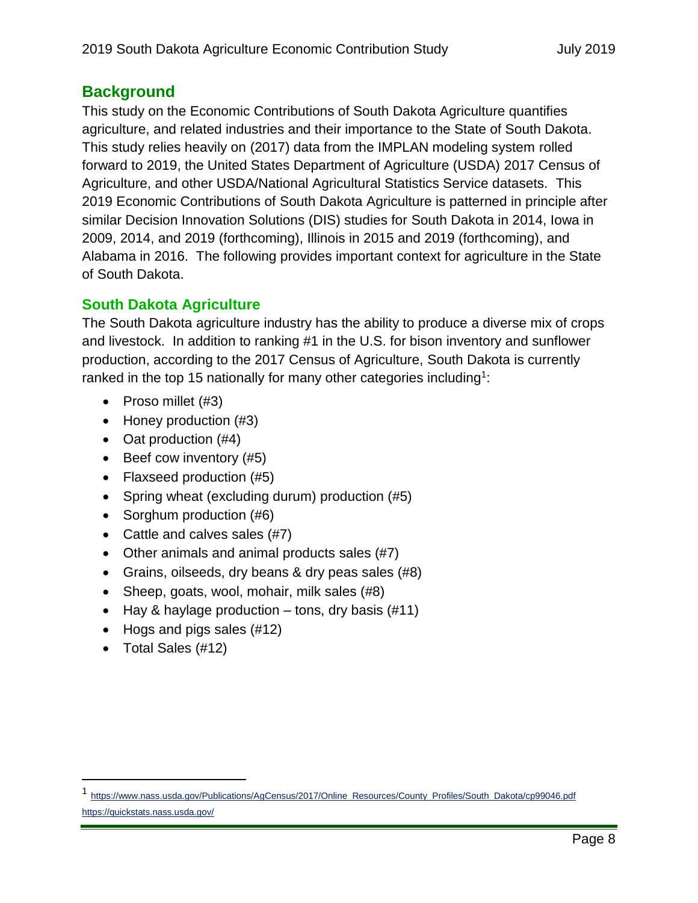## Background

This study on the Economic Contributions of South Dakota Agriculture quantifies agriculture, and related industries and their importance to the State of South Dakota. This study relies heavily on (2017) data from the IMPLAN modeling system rolled forward to 2019, the United States Department of Agriculture (USDA) 2017 Census of Agriculture, and other USDA/National Agricultural Statistics Service datasets. This 2019 Economic Contributions of South Dakota Agriculture is patterned in principle after similar Decision Innovation Solutions (DIS) studies for South Dakota in 2014, Iowa in 2009, 2014, and 2019 (forthcoming), Illinois in 2015 and 2019 (forthcoming), and Alabama in 2016. The following provides important context for agriculture in the State of South Dakota.

### South Dakota Agriculture

The South Dakota agriculture industry has the ability to produce a diverse mix of crops and livestock. In addition to ranking #1 in the U.S. for bison inventory and sunflower production, according to the 2017 Census of Agriculture, South Dakota is currently ranked in the top 15 nationally for many other categories including[1]:

- Proso millet (#3)
- Honey production (#3)
- Oat production (#4)
- Beef cow inventory (#5)
- Flaxseed production (#5)
- Spring wheat (excluding durum) production (#5)
- Sorghum production (#6)
- Cattle and calves sales (#7)
- Other animals and animal products sales (#7)
- Grains, oilseeds, dry beans & dry peas sales (#8)
- Sheep, goats, wool, mohair, milk sales (#8)
- Hay & haylage production – tons, dry basis (#11)
- Hogs and pigs sales (#12)
- Total Sales (#12)

---

[1] https://www.nass.usda.gov/Publications/AgCensus/2017/Online_Resources/County_Profiles/South_Dakota/cp99046.pdf
https://quickstats.nass.usda.gov/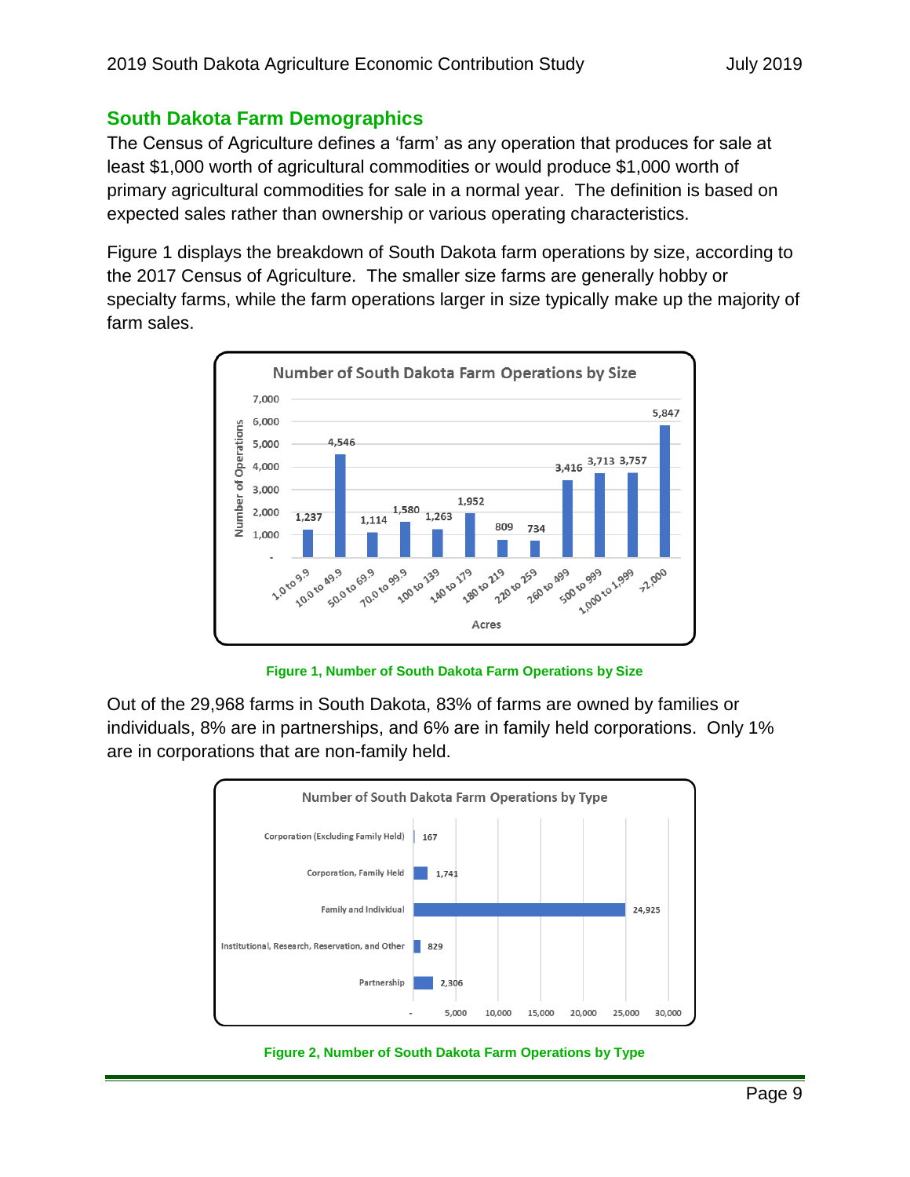## South Dakota Farm Demographics

The Census of Agriculture defines a 'farm' as any operation that produces for sale at least $1,000 worth of agricultural commodities or would produce $1,000 worth of primary agricultural commodities for sale in a normal year. The definition is based on expected sales rather than ownership or various operating characteristics.

Figure 1 displays the breakdown of South Dakota farm operations by size, according to the 2017 Census of Agriculture. The smaller size farms are generally hobby or specialty farms, while the farm operations larger in size typically make up the majority of farm sales.

| Acres | Number of Operations |
|---|---|
| 1.0 to 9.9 | 1,237 |
| 10.0 to 49.9 | 4,546 |
| 50.0 to 69.9 | 1,114 |
| 70.0 to 99.9 | 1,580 |
| 100 to 139 | 1,263 |
| 140 to 179 | 1,952 |
| 180 to 219 | 809 |
| 220 to 259 | 734 |
| 260 to 499 | 3,416 |
| 500 to 999 | 3,713 |
| 1,000 to 1,999 | 3,757 |
| >2,000 | 5,847 |

Figure 1, Number of South Dakota Farm Operations by Size

Out of the 29,968 farms in South Dakota, 83% of farms are owned by families or individuals, 8% are in partnerships, and 6% are in family held corporations. Only 1% are in corporations that are non-family held.

| Type | Number of Operations |
|---|---|
| Corporation (Excluding Family Held) | 167 |
| Corporation, Family Held | 1,741 |
| Family and Individual | 24,925 |
| Institutional, Research, Reservation, and Other | 829 |
| Partnership | 2,306 |

Figure 2, Number of South Dakota Farm Operations by Type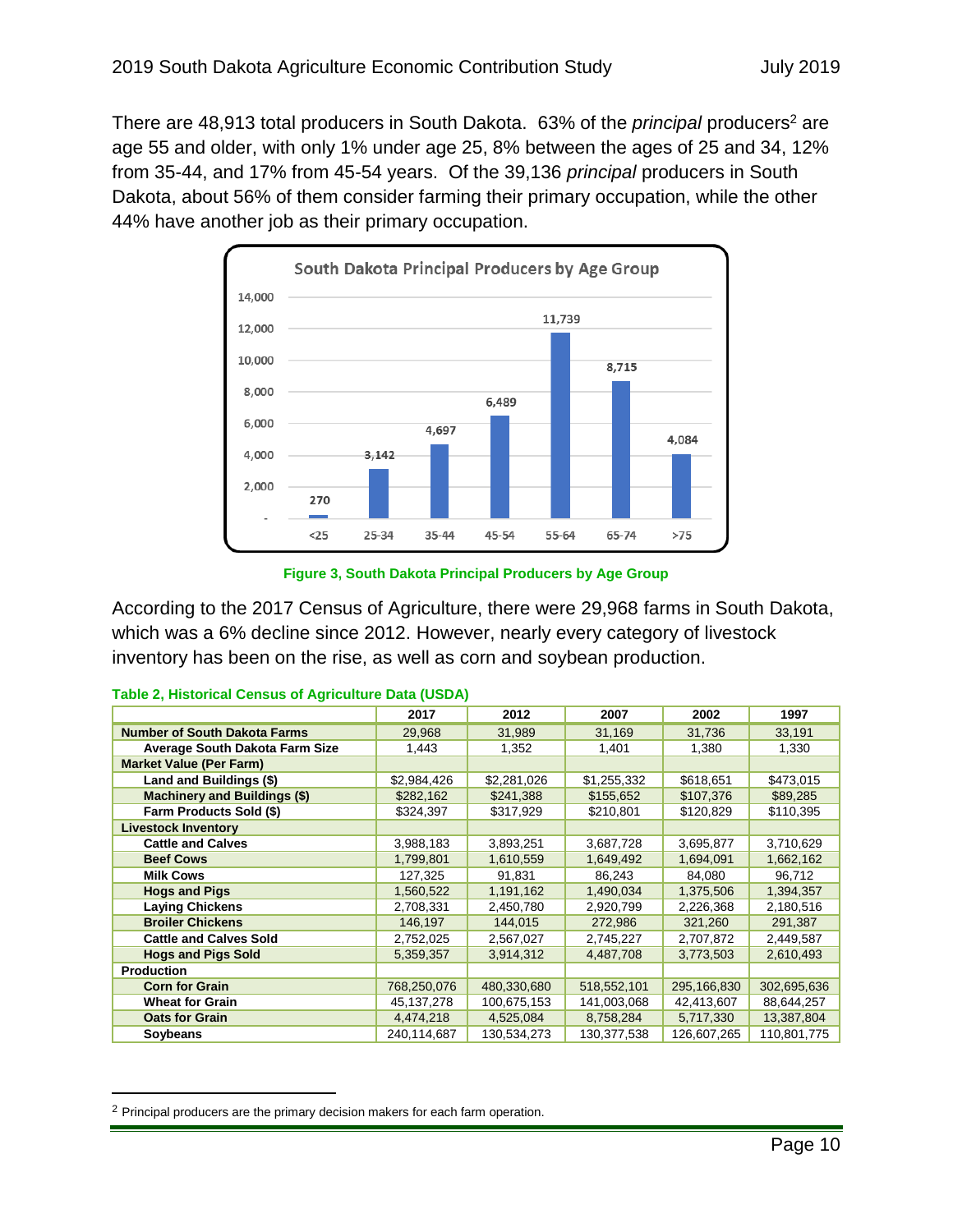There are 48,913 total producers in South Dakota. 63% of the *principal* producers[2] are age 55 and older, with only 1% under age 25, 8% between the ages of 25 and 34, 12% from 35-44, and 17% from 45-54 years. Of the 39,136 *principal* producers in South Dakota, about 56% of them consider farming their primary occupation, while the other 44% have another job as their primary occupation.

**South Dakota Principal Producers by Age Group**

| Age Group | <25 | 25-34 | 35-44 | 45-54 | 55-64 | 65-74 | >75 |
|---|---|---|---|---|---|---|---|
| Principal Producers | 270 | 3,142 | 4,697 | 6,489 | 11,739 | 8,715 | 4,084 |

**Figure 3, South Dakota Principal Producers by Age Group**

According to the 2017 Census of Agriculture, there were 29,968 farms in South Dakota, which was a 6% decline since 2012. However, nearly every category of livestock inventory has been on the rise, as well as corn and soybean production.

**Table 2, Historical Census of Agriculture Data (USDA)**

| | 2017 | 2012 | 2007 | 2002 | 1997 |
|---|---|---|---|---|---|
| **Number of South Dakota Farms** | 29,968 | 31,989 | 31,169 | 31,736 | 33,191 |
| **Average South Dakota Farm Size** | 1,443 | 1,352 | 1,401 | 1,380 | 1,330 |
| **Market Value (Per Farm)** | | | | | |
| **Land and Buildings ($)** | $2,984,426 | $2,281,026 | $1,255,332 | $618,651 | $473,015 |
| **Machinery and Buildings ($)** | $282,162 | $241,388 | $155,652 | $107,376 | $89,285 |
| **Farm Products Sold ($)** | $324,397 | $317,929 | $210,801 | $120,829 | $110,395 |
| **Livestock Inventory** | | | | | |
| **Cattle and Calves** | 3,988,183 | 3,893,251 | 3,687,728 | 3,695,877 | 3,710,629 |
| **Beef Cows** | 1,799,801 | 1,610,559 | 1,649,492 | 1,694,091 | 1,662,162 |
| **Milk Cows** | 127,325 | 91,831 | 86,243 | 84,080 | 96,712 |
| **Hogs and Pigs** | 1,560,522 | 1,191,162 | 1,490,034 | 1,375,506 | 1,394,357 |
| **Laying Chickens** | 2,708,331 | 2,450,780 | 2,920,799 | 2,226,368 | 2,180,516 |
| **Broiler Chickens** | 146,197 | 144,015 | 272,986 | 321,260 | 291,387 |
| **Cattle and Calves Sold** | 2,752,025 | 2,567,027 | 2,745,227 | 2,707,872 | 2,449,587 |
| **Hogs and Pigs Sold** | 5,359,357 | 3,914,312 | 4,487,708 | 3,773,503 | 2,610,493 |
| **Production** | | | | | |
| **Corn for Grain** | 768,250,076 | 480,330,680 | 518,552,101 | 295,166,830 | 302,695,636 |
| **Wheat for Grain** | 45,137,278 | 100,675,153 | 141,003,068 | 42,413,607 | 88,644,257 |
| **Oats for Grain** | 4,474,218 | 4,525,084 | 8,758,284 | 5,717,330 | 13,387,804 |
| **Soybeans** | 240,114,687 | 130,534,273 | 130,377,538 | 126,607,265 | 110,801,775 |

[2] Principal producers are the primary decision makers for each farm operation.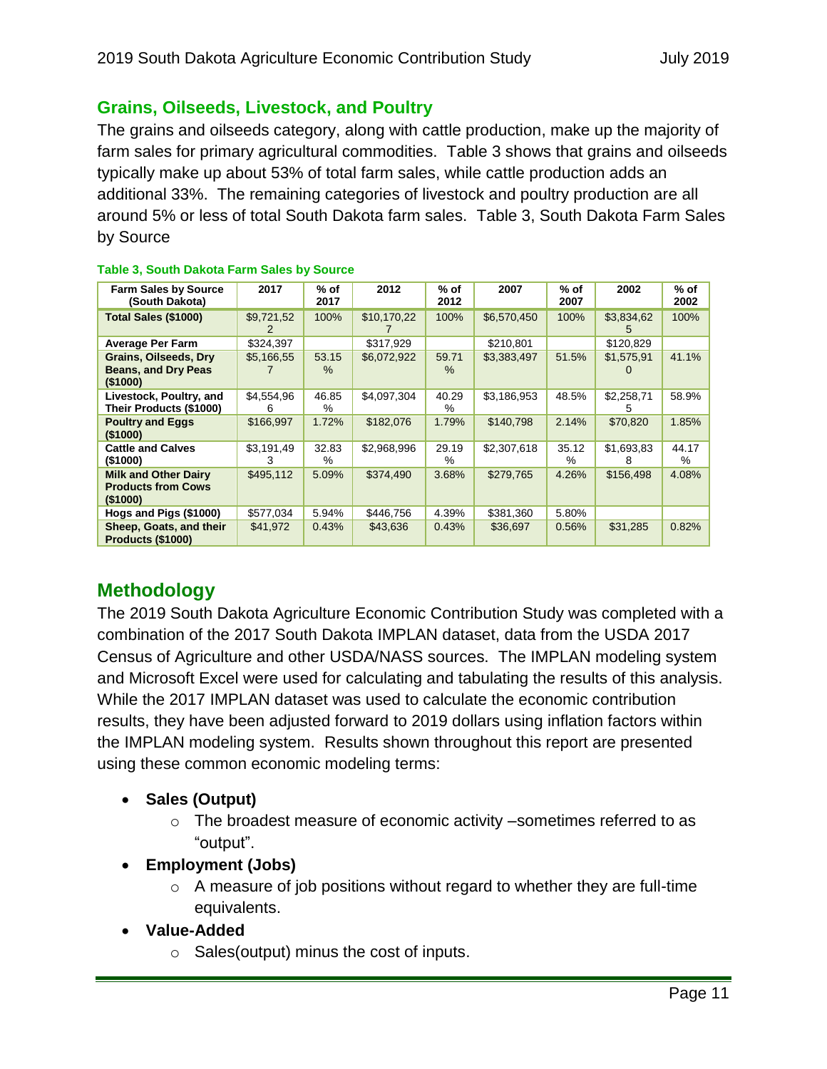## Grains, Oilseeds, Livestock, and Poultry

The grains and oilseeds category, along with cattle production, make up the majority of farm sales for primary agricultural commodities. Table 3 shows that grains and oilseeds typically make up about 53% of total farm sales, while cattle production adds an additional 33%. The remaining categories of livestock and poultry production are all around 5% or less of total South Dakota farm sales. Table 3, South Dakota Farm Sales by Source

**Table 3, South Dakota Farm Sales by Source**

| Farm Sales by Source (South Dakota) | 2017 | % of 2017 | 2012 | % of 2012 | 2007 | % of 2007 | 2002 | % of 2002 |
|---|---|---|---|---|---|---|---|---|
| **Total Sales ($1000)** | $9,721,522 | 100% | $10,170,227 | 100% | $6,570,450 | 100% | $3,834,625 | 100% |
| **Average Per Farm** | $324,397 | | $317,929 | | $210,801 | | $120,829 | |
| **Grains, Oilseeds, Dry Beans, and Dry Peas ($1000)** | $5,166,557 | 53.15% | $6,072,922 | 59.71% | $3,383,497 | 51.5% | $1,575,910 | 41.1% |
| **Livestock, Poultry, and Their Products ($1000)** | $4,554,966 | 46.85% | $4,097,304 | 40.29% | $3,186,953 | 48.5% | $2,258,715 | 58.9% |
| **Poultry and Eggs ($1000)** | $166,997 | 1.72% | $182,076 | 1.79% | $140,798 | 2.14% | $70,820 | 1.85% |
| **Cattle and Calves ($1000)** | $3,191,493 | 32.83% | $2,968,996 | 29.19% | $2,307,618 | 35.12% | $1,693,838 | 44.17% |
| **Milk and Other Dairy Products from Cows ($1000)** | $495,112 | 5.09% | $374,490 | 3.68% | $279,765 | 4.26% | $156,498 | 4.08% |
| **Hogs and Pigs ($1000)** | $577,034 | 5.94% | $446,756 | 4.39% | $381,360 | 5.80% | | |
| **Sheep, Goats, and their Products ($1000)** | $41,972 | 0.43% | $43,636 | 0.43% | $36,697 | 0.56% | $31,285 | 0.82% |

## Methodology

The 2019 South Dakota Agriculture Economic Contribution Study was completed with a combination of the 2017 South Dakota IMPLAN dataset, data from the USDA 2017 Census of Agriculture and other USDA/NASS sources. The IMPLAN modeling system and Microsoft Excel were used for calculating and tabulating the results of this analysis. While the 2017 IMPLAN dataset was used to calculate the economic contribution results, they have been adjusted forward to 2019 dollars using inflation factors within the IMPLAN modeling system. Results shown throughout this report are presented using these common economic modeling terms:

- **Sales (Output)**
  - The broadest measure of economic activity –sometimes referred to as "output".
- **Employment (Jobs)**
  - A measure of job positions without regard to whether they are full-time equivalents.
- **Value-Added**
  - Sales(output) minus the cost of inputs.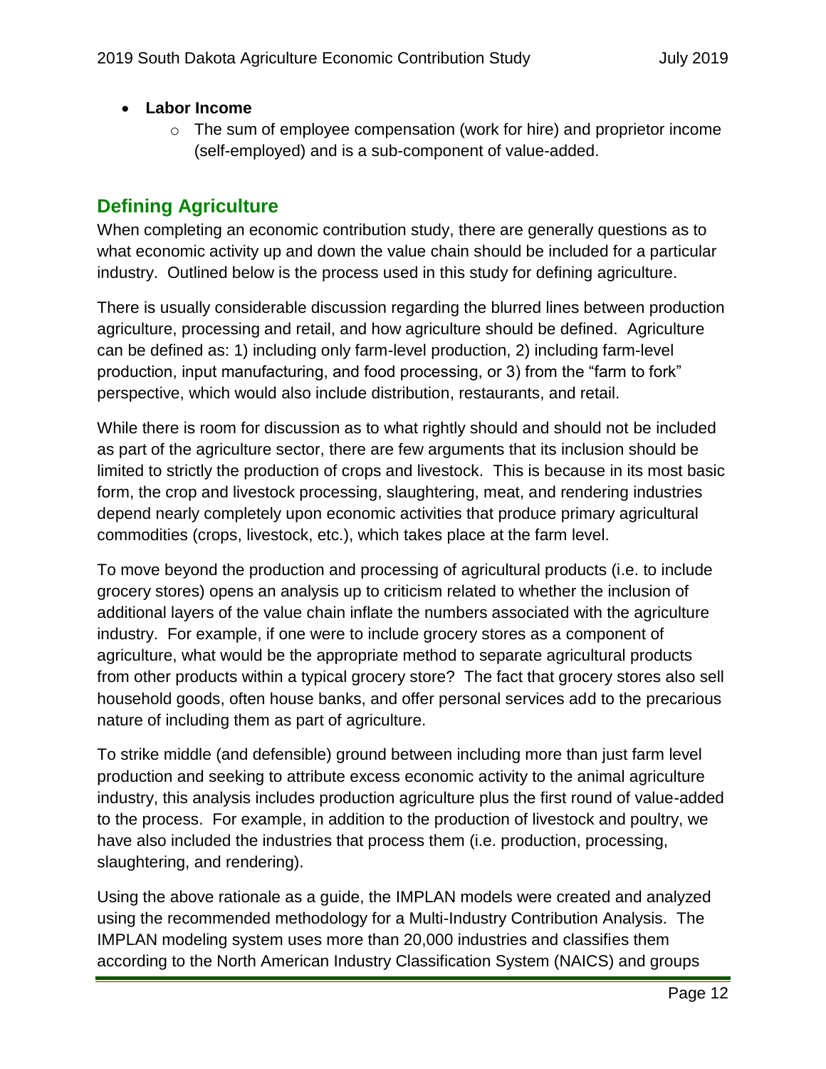- **Labor Income**
    - The sum of employee compensation (work for hire) and proprietor income (self-employed) and is a sub-component of value-added.

## Defining Agriculture

When completing an economic contribution study, there are generally questions as to what economic activity up and down the value chain should be included for a particular industry. Outlined below is the process used in this study for defining agriculture.

There is usually considerable discussion regarding the blurred lines between production agriculture, processing and retail, and how agriculture should be defined. Agriculture can be defined as: 1) including only farm-level production, 2) including farm-level production, input manufacturing, and food processing, or 3) from the "farm to fork" perspective, which would also include distribution, restaurants, and retail.

While there is room for discussion as to what rightly should and should not be included as part of the agriculture sector, there are few arguments that its inclusion should be limited to strictly the production of crops and livestock. This is because in its most basic form, the crop and livestock processing, slaughtering, meat, and rendering industries depend nearly completely upon economic activities that produce primary agricultural commodities (crops, livestock, etc.), which takes place at the farm level.

To move beyond the production and processing of agricultural products (i.e. to include grocery stores) opens an analysis up to criticism related to whether the inclusion of additional layers of the value chain inflate the numbers associated with the agriculture industry. For example, if one were to include grocery stores as a component of agriculture, what would be the appropriate method to separate agricultural products from other products within a typical grocery store? The fact that grocery stores also sell household goods, often house banks, and offer personal services add to the precarious nature of including them as part of agriculture.

To strike middle (and defensible) ground between including more than just farm level production and seeking to attribute excess economic activity to the animal agriculture industry, this analysis includes production agriculture plus the first round of value-added to the process. For example, in addition to the production of livestock and poultry, we have also included the industries that process them (i.e. production, processing, slaughtering, and rendering).

Using the above rationale as a guide, the IMPLAN models were created and analyzed using the recommended methodology for a Multi-Industry Contribution Analysis. The IMPLAN modeling system uses more than 20,000 industries and classifies them according to the North American Industry Classification System (NAICS) and groups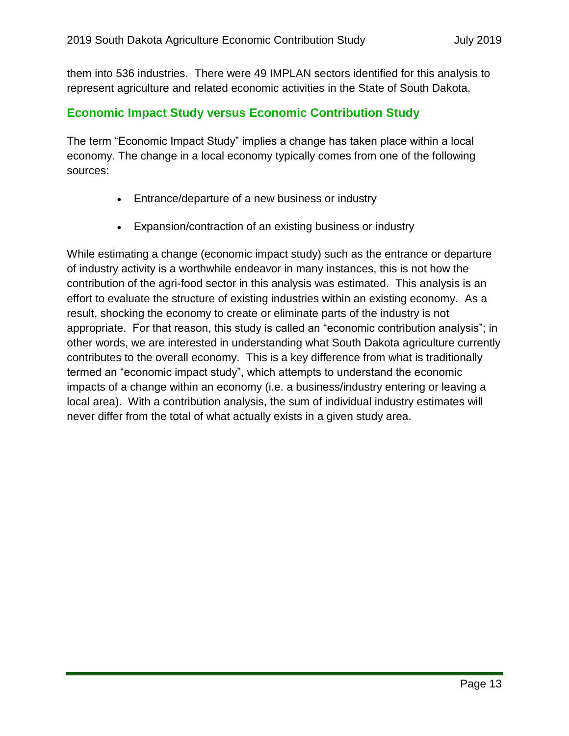them into 536 industries. There were 49 IMPLAN sectors identified for this analysis to represent agriculture and related economic activities in the State of South Dakota.

## Economic Impact Study versus Economic Contribution Study

The term "Economic Impact Study" implies a change has taken place within a local economy. The change in a local economy typically comes from one of the following sources:

- Entrance/departure of a new business or industry
- Expansion/contraction of an existing business or industry

While estimating a change (economic impact study) such as the entrance or departure of industry activity is a worthwhile endeavor in many instances, this is not how the contribution of the agri-food sector in this analysis was estimated. This analysis is an effort to evaluate the structure of existing industries within an existing economy. As a result, shocking the economy to create or eliminate parts of the industry is not appropriate. For that reason, this study is called an "economic contribution analysis"; in other words, we are interested in understanding what South Dakota agriculture currently contributes to the overall economy. This is a key difference from what is traditionally termed an "economic impact study", which attempts to understand the economic impacts of a change within an economy (i.e. a business/industry entering or leaving a local area). With a contribution analysis, the sum of individual industry estimates will never differ from the total of what actually exists in a given study area.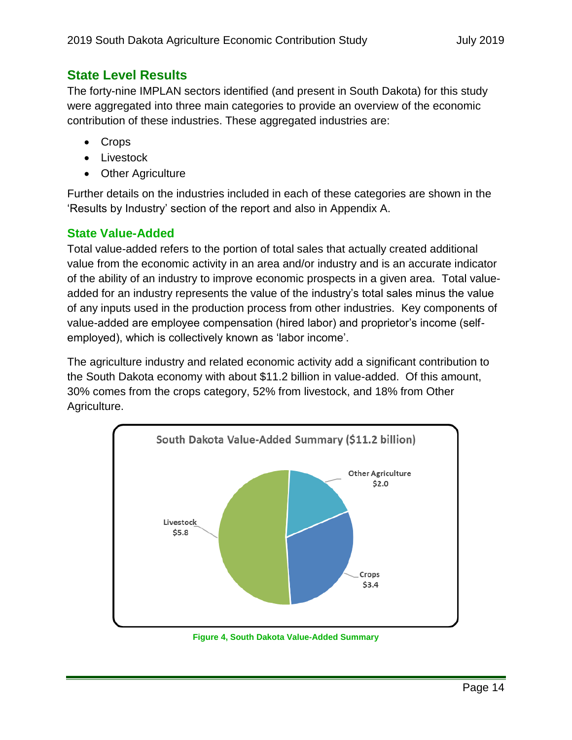## State Level Results

The forty-nine IMPLAN sectors identified (and present in South Dakota) for this study were aggregated into three main categories to provide an overview of the economic contribution of these industries. These aggregated industries are:

- Crops
- Livestock
- Other Agriculture

Further details on the industries included in each of these categories are shown in the 'Results by Industry' section of the report and also in Appendix A.

### State Value-Added

Total value-added refers to the portion of total sales that actually created additional value from the economic activity in an area and/or industry and is an accurate indicator of the ability of an industry to improve economic prospects in a given area. Total value-added for an industry represents the value of the industry's total sales minus the value of any inputs used in the production process from other industries. Key components of value-added are employee compensation (hired labor) and proprietor's income (self-employed), which is collectively known as 'labor income'.

The agriculture industry and related economic activity add a significant contribution to the South Dakota economy with about $11.2 billion in value-added. Of this amount, 30% comes from the crops category, 52% from livestock, and 18% from Other Agriculture.

South Dakota Value-Added Summary ($11.2 billion)

| Category | Value-Added (billion) |
| --- | --- |
| Livestock | $5.8 |
| Crops | $3.4 |
| Other Agriculture | $2.0 |

Figure 4, South Dakota Value-Added Summary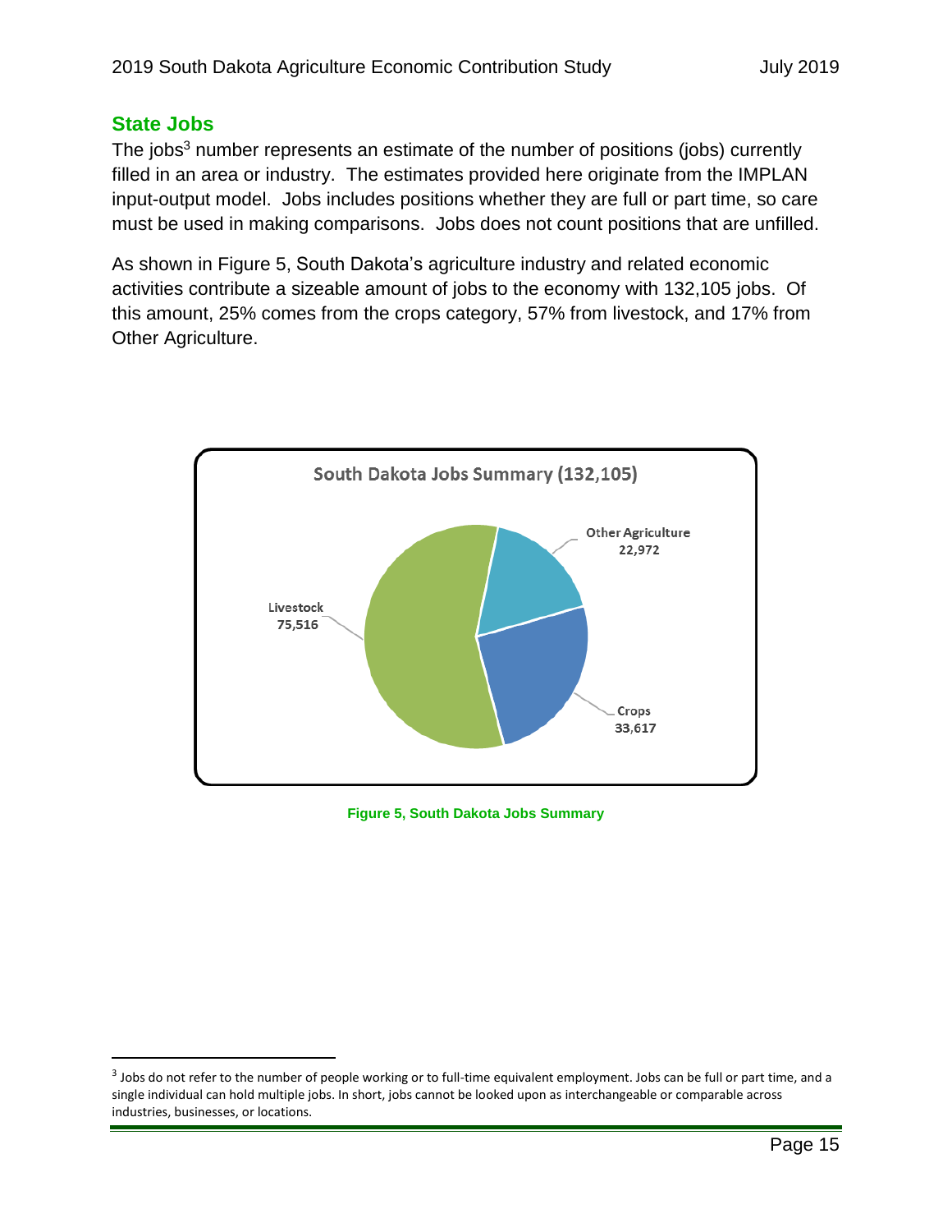## State Jobs

The jobs[3] number represents an estimate of the number of positions (jobs) currently filled in an area or industry. The estimates provided here originate from the IMPLAN input-output model. Jobs includes positions whether they are full or part time, so care must be used in making comparisons. Jobs does not count positions that are unfilled.

As shown in Figure 5, South Dakota's agriculture industry and related economic activities contribute a sizeable amount of jobs to the economy with 132,105 jobs. Of this amount, 25% comes from the crops category, 57% from livestock, and 17% from Other Agriculture.

South Dakota Jobs Summary (132,105)

| Category | Jobs |
|---|---|
| Livestock | 75,516 |
| Crops | 33,617 |
| Other Agriculture | 22,972 |

**Figure 5, South Dakota Jobs Summary**

[3] Jobs do not refer to the number of people working or to full-time equivalent employment. Jobs can be full or part time, and a single individual can hold multiple jobs. In short, jobs cannot be looked upon as interchangeable or comparable across industries, businesses, or locations.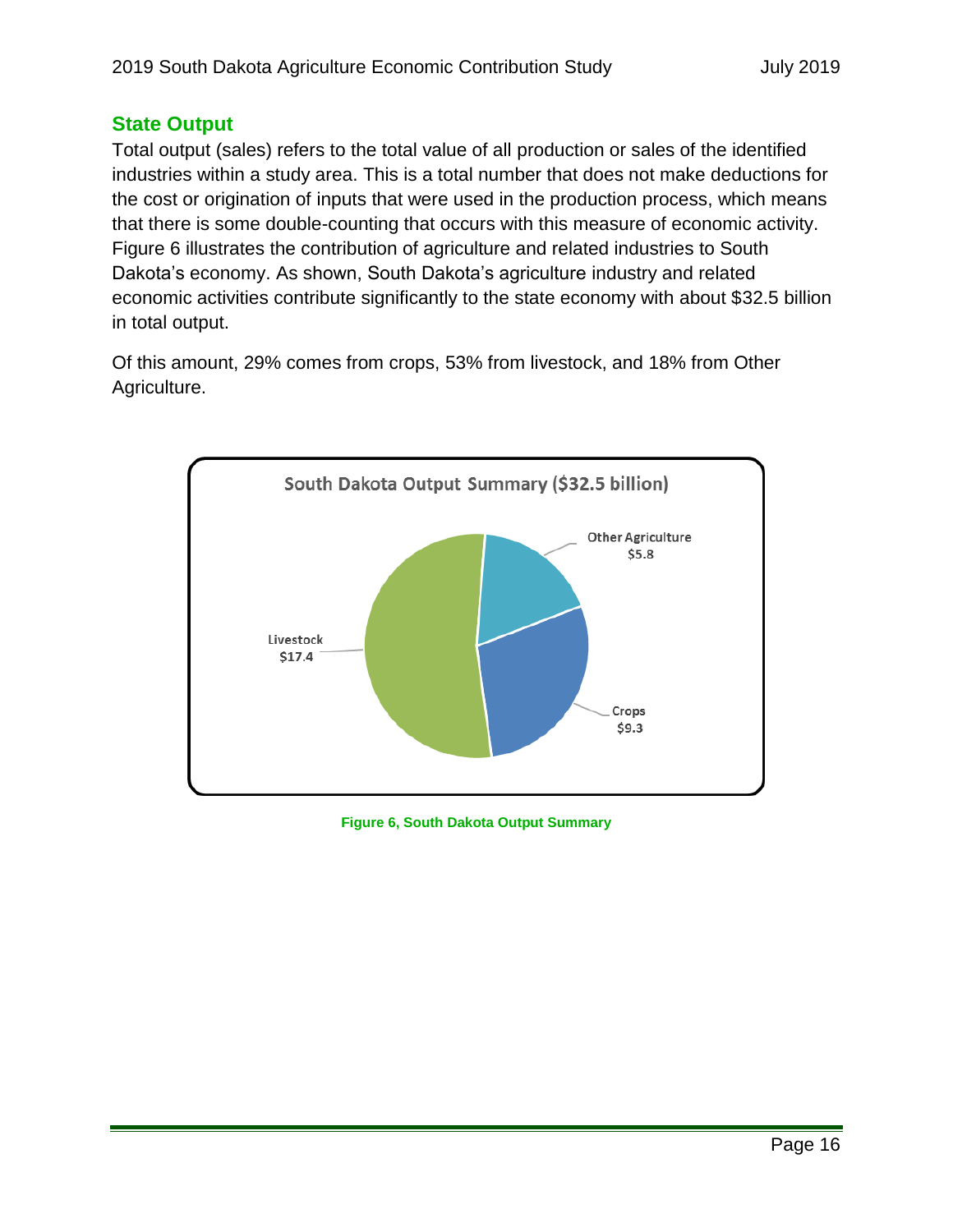## State Output

Total output (sales) refers to the total value of all production or sales of the identified industries within a study area. This is a total number that does not make deductions for the cost or origination of inputs that were used in the production process, which means that there is some double-counting that occurs with this measure of economic activity. Figure 6 illustrates the contribution of agriculture and related industries to South Dakota's economy. As shown, South Dakota's agriculture industry and related economic activities contribute significantly to the state economy with about $32.5 billion in total output.

Of this amount, 29% comes from crops, 53% from livestock, and 18% from Other Agriculture.

South Dakota Output Summary ($32.5 billion)

| Category | Output ($ billion) |
|---|---|
| Livestock | $17.4 |
| Crops | $9.3 |
| Other Agriculture | $5.8 |

Figure 6, South Dakota Output Summary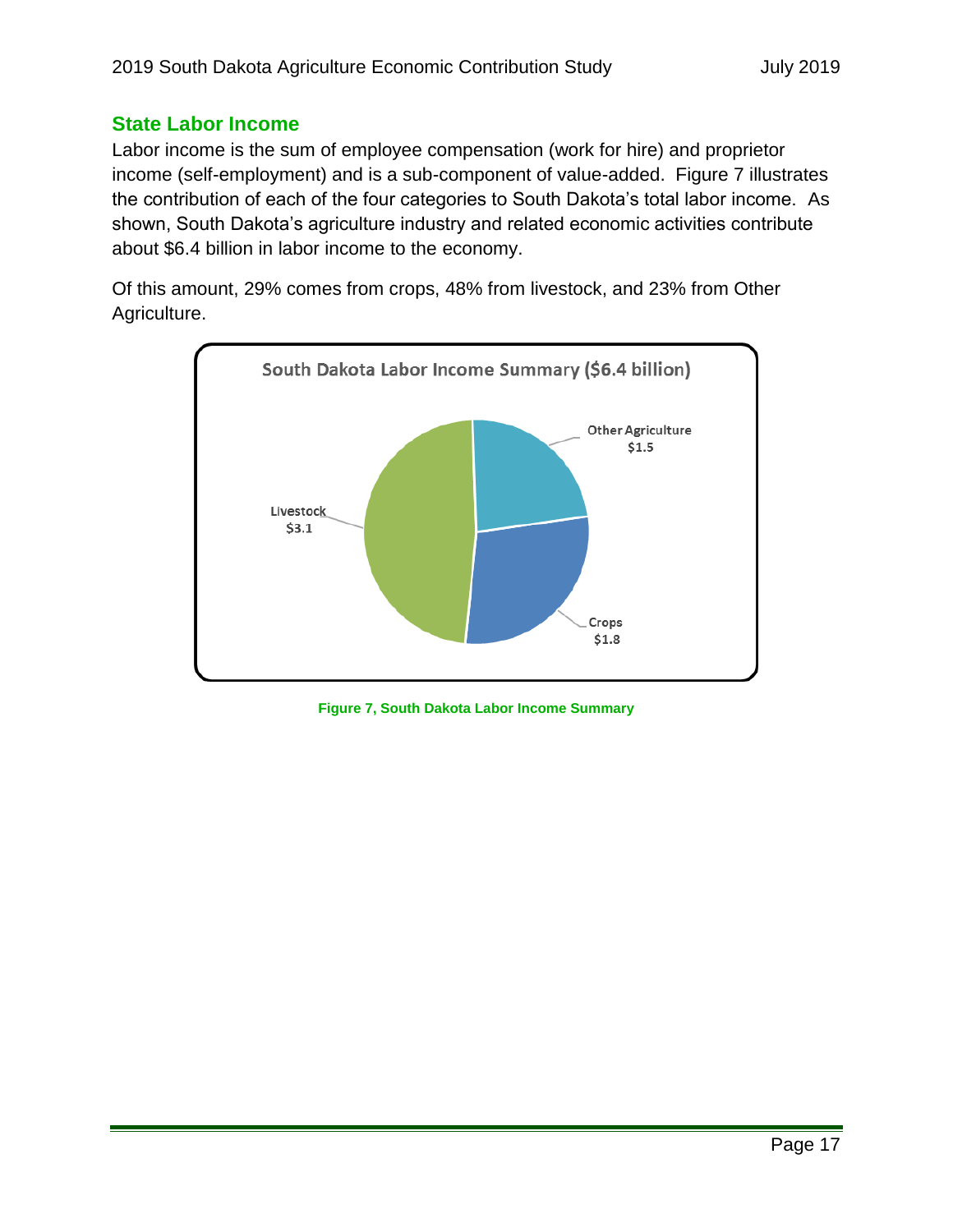## State Labor Income

Labor income is the sum of employee compensation (work for hire) and proprietor income (self-employment) and is a sub-component of value-added. Figure 7 illustrates the contribution of each of the four categories to South Dakota's total labor income. As shown, South Dakota's agriculture industry and related economic activities contribute about $6.4 billion in labor income to the economy.

Of this amount, 29% comes from crops, 48% from livestock, and 23% from Other Agriculture.

South Dakota Labor Income Summary ($6.4 billion)

| Category | Labor Income ($ billion) |
| --- | --- |
| Other Agriculture | $1.5 |
| Livestock | $3.1 |
| Crops | $1.8 |

Figure 7, South Dakota Labor Income Summary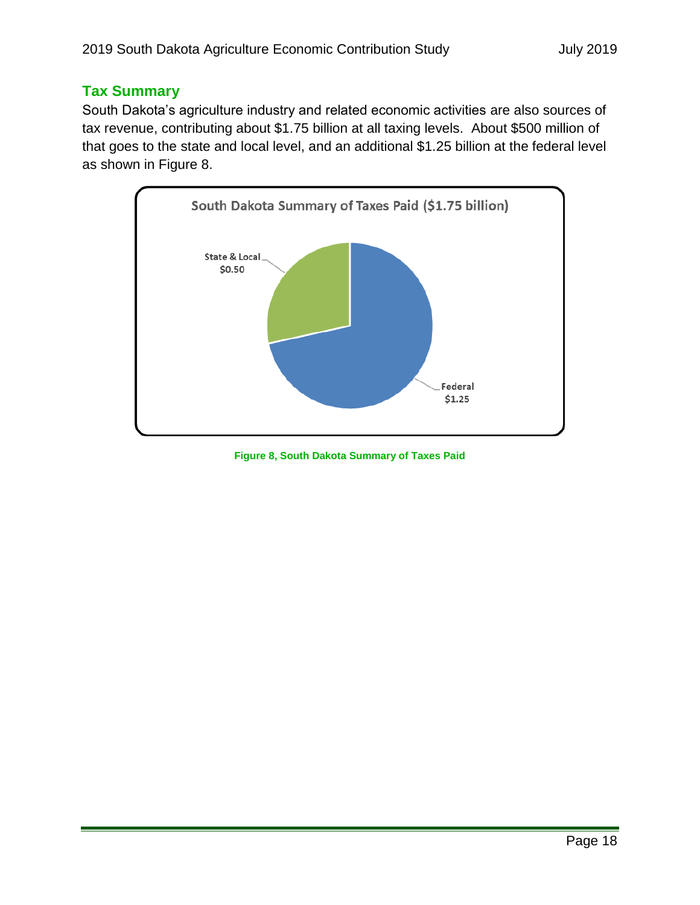## Tax Summary

South Dakota's agriculture industry and related economic activities are also sources of tax revenue, contributing about $1.75 billion at all taxing levels. About $500 million of that goes to the state and local level, and an additional $1.25 billion at the federal level as shown in Figure 8.

South Dakota Summary of Taxes Paid ($1.75 billion)

State & Local $0.50

Federal $1.25

Figure 8, South Dakota Summary of Taxes Paid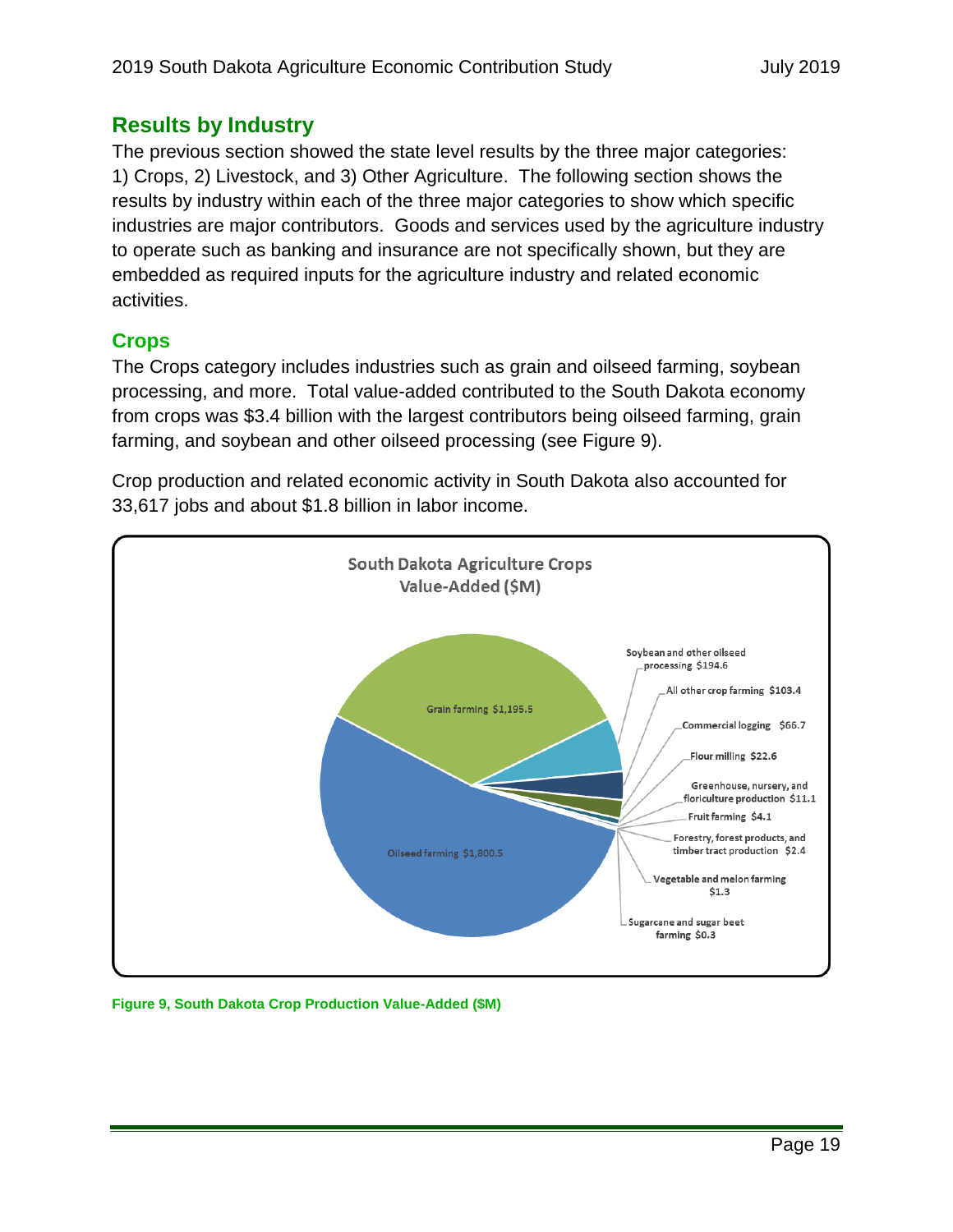## Results by Industry

The previous section showed the state level results by the three major categories: 1) Crops, 2) Livestock, and 3) Other Agriculture. The following section shows the results by industry within each of the three major categories to show which specific industries are major contributors. Goods and services used by the agriculture industry to operate such as banking and insurance are not specifically shown, but they are embedded as required inputs for the agriculture industry and related economic activities.

### Crops

The Crops category includes industries such as grain and oilseed farming, soybean processing, and more. Total value-added contributed to the South Dakota economy from crops was $3.4 billion with the largest contributors being oilseed farming, grain farming, and soybean and other oilseed processing (see Figure 9).

Crop production and related economic activity in South Dakota also accounted for 33,617 jobs and about $1.8 billion in labor income.

South Dakota Agriculture Crops Value-Added ($M)

| Industry | Value-Added ($M) |
|---|---|
| Oilseed farming | $1,800.5 |
| Grain farming | $1,195.5 |
| Soybean and other oilseed processing | $194.6 |
| All other crop farming | $103.4 |
| Commercial logging | $66.7 |
| Flour milling | $22.6 |
| Greenhouse, nursery, and floriculture production | $11.1 |
| Fruit farming | $4.1 |
| Forestry, forest products, and timber tract production | $2.4 |
| Vegetable and melon farming | $1.3 |
| Sugarcane and sugar beet farming | $0.3 |

Figure 9, South Dakota Crop Production Value-Added ($M)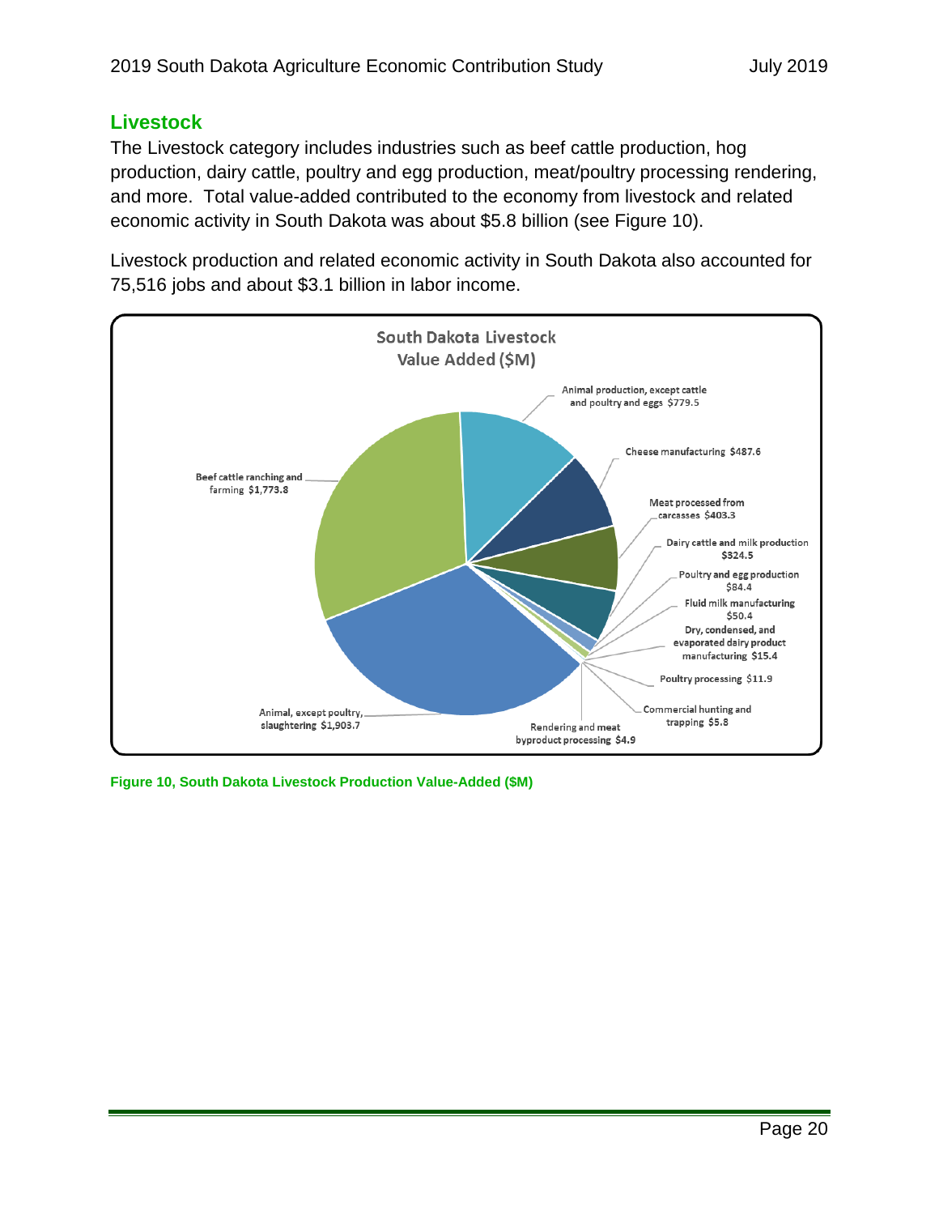## Livestock

The Livestock category includes industries such as beef cattle production, hog production, dairy cattle, poultry and egg production, meat/poultry processing rendering, and more. Total value-added contributed to the economy from livestock and related economic activity in South Dakota was about $5.8 billion (see Figure 10).

Livestock production and related economic activity in South Dakota also accounted for 75,516 jobs and about $3.1 billion in labor income.

South Dakota Livestock Value Added ($M)

| Category | Value Added ($M) |
|---|---|
| Animal, except poultry, slaughtering | $1,903.7 |
| Beef cattle ranching and farming | $1,773.8 |
| Animal production, except cattle and poultry and eggs | $779.5 |
| Cheese manufacturing | $487.6 |
| Meat processed from carcasses | $403.3 |
| Dairy cattle and milk production | $324.5 |
| Poultry and egg production | $84.4 |
| Fluid milk manufacturing | $50.4 |
| Dry, condensed, and evaporated dairy product manufacturing | $15.4 |
| Poultry processing | $11.9 |
| Commercial hunting and trapping | $5.8 |
| Rendering and meat byproduct processing | $4.9 |

Figure 10, South Dakota Livestock Production Value-Added ($M)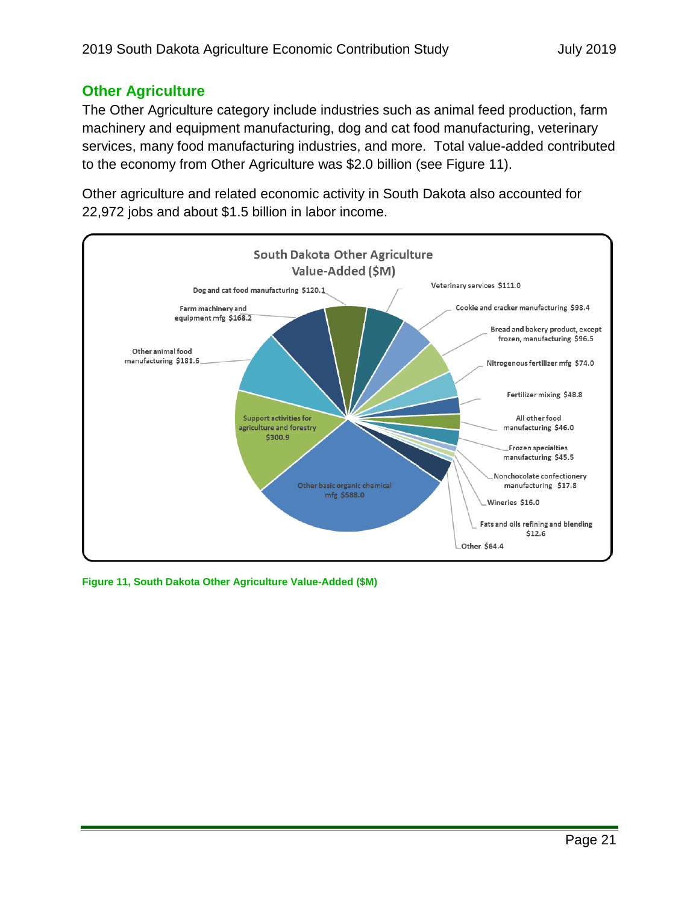## Other Agriculture

The Other Agriculture category include industries such as animal feed production, farm machinery and equipment manufacturing, dog and cat food manufacturing, veterinary services, many food manufacturing industries, and more. Total value-added contributed to the economy from Other Agriculture was $2.0 billion (see Figure 11).

Other agriculture and related economic activity in South Dakota also accounted for 22,972 jobs and about $1.5 billion in labor income.

**South Dakota Other Agriculture Value-Added ($M)**

| Industry | Value-Added ($M) |
|---|---|
| Other basic organic chemical mfg | $588.0 |
| Support activities for agriculture and forestry | $300.9 |
| Other animal food manufacturing | $181.6 |
| Farm machinery and equipment mfg | $168.2 |
| Dog and cat food manufacturing | $120.1 |
| Veterinary services | $111.0 |
| Cookie and cracker manufacturing | $98.4 |
| Bread and bakery product, except frozen, manufacturing | $96.5 |
| Nitrogenous fertilizer mfg | $74.0 |
| Fertilizer mixing | $48.8 |
| All other food manufacturing | $46.0 |
| Frozen specialties manufacturing | $45.5 |
| Nonchocolate confectionery manufacturing | $17.8 |
| Wineries | $16.0 |
| Fats and oils refining and blending | $12.6 |
| Other | $64.4 |

Figure 11, South Dakota Other Agriculture Value-Added ($M)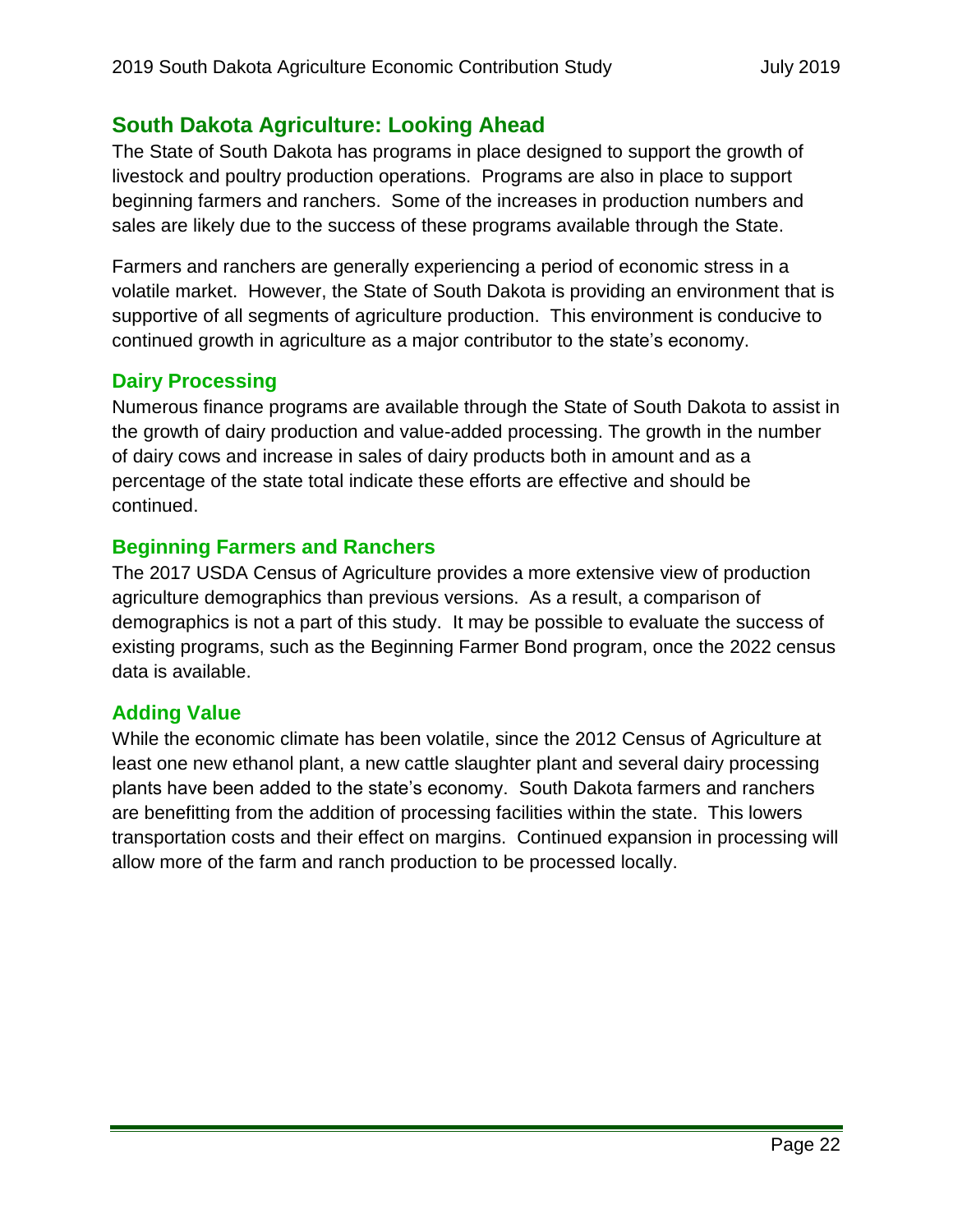## South Dakota Agriculture: Looking Ahead

The State of South Dakota has programs in place designed to support the growth of livestock and poultry production operations. Programs are also in place to support beginning farmers and ranchers. Some of the increases in production numbers and sales are likely due to the success of these programs available through the State.

Farmers and ranchers are generally experiencing a period of economic stress in a volatile market. However, the State of South Dakota is providing an environment that is supportive of all segments of agriculture production. This environment is conducive to continued growth in agriculture as a major contributor to the state's economy.

### Dairy Processing

Numerous finance programs are available through the State of South Dakota to assist in the growth of dairy production and value-added processing. The growth in the number of dairy cows and increase in sales of dairy products both in amount and as a percentage of the state total indicate these efforts are effective and should be continued.

### Beginning Farmers and Ranchers

The 2017 USDA Census of Agriculture provides a more extensive view of production agriculture demographics than previous versions. As a result, a comparison of demographics is not a part of this study. It may be possible to evaluate the success of existing programs, such as the Beginning Farmer Bond program, once the 2022 census data is available.

### Adding Value

While the economic climate has been volatile, since the 2012 Census of Agriculture at least one new ethanol plant, a new cattle slaughter plant and several dairy processing plants have been added to the state's economy. South Dakota farmers and ranchers are benefitting from the addition of processing facilities within the state. This lowers transportation costs and their effect on margins. Continued expansion in processing will allow more of the farm and ranch production to be processed locally.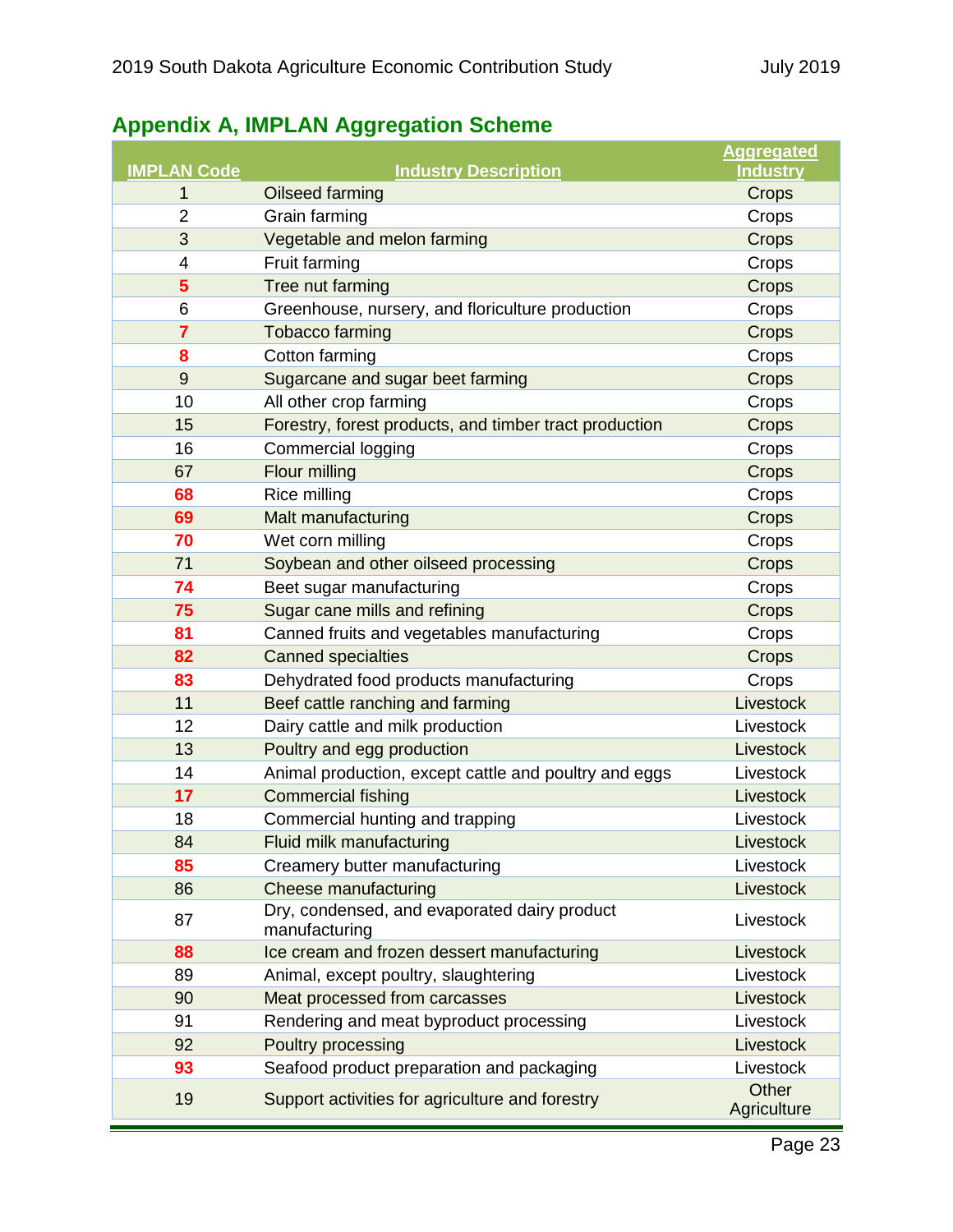## Appendix A, IMPLAN Aggregation Scheme

| IMPLAN Code | Industry Description | Aggregated Industry |
|---|---|---|
| 1 | Oilseed farming | Crops |
| 2 | Grain farming | Crops |
| 3 | Vegetable and melon farming | Crops |
| 4 | Fruit farming | Crops |
| 5 | Tree nut farming | Crops |
| 6 | Greenhouse, nursery, and floriculture production | Crops |
| 7 | Tobacco farming | Crops |
| 8 | Cotton farming | Crops |
| 9 | Sugarcane and sugar beet farming | Crops |
| 10 | All other crop farming | Crops |
| 15 | Forestry, forest products, and timber tract production | Crops |
| 16 | Commercial logging | Crops |
| 67 | Flour milling | Crops |
| 68 | Rice milling | Crops |
| 69 | Malt manufacturing | Crops |
| 70 | Wet corn milling | Crops |
| 71 | Soybean and other oilseed processing | Crops |
| 74 | Beet sugar manufacturing | Crops |
| 75 | Sugar cane mills and refining | Crops |
| 81 | Canned fruits and vegetables manufacturing | Crops |
| 82 | Canned specialties | Crops |
| 83 | Dehydrated food products manufacturing | Crops |
| 11 | Beef cattle ranching and farming | Livestock |
| 12 | Dairy cattle and milk production | Livestock |
| 13 | Poultry and egg production | Livestock |
| 14 | Animal production, except cattle and poultry and eggs | Livestock |
| 17 | Commercial fishing | Livestock |
| 18 | Commercial hunting and trapping | Livestock |
| 84 | Fluid milk manufacturing | Livestock |
| 85 | Creamery butter manufacturing | Livestock |
| 86 | Cheese manufacturing | Livestock |
| 87 | Dry, condensed, and evaporated dairy product manufacturing | Livestock |
| 88 | Ice cream and frozen dessert manufacturing | Livestock |
| 89 | Animal, except poultry, slaughtering | Livestock |
| 90 | Meat processed from carcasses | Livestock |
| 91 | Rendering and meat byproduct processing | Livestock |
| 92 | Poultry processing | Livestock |
| 93 | Seafood product preparation and packaging | Livestock |
| 19 | Support activities for agriculture and forestry | Other Agriculture |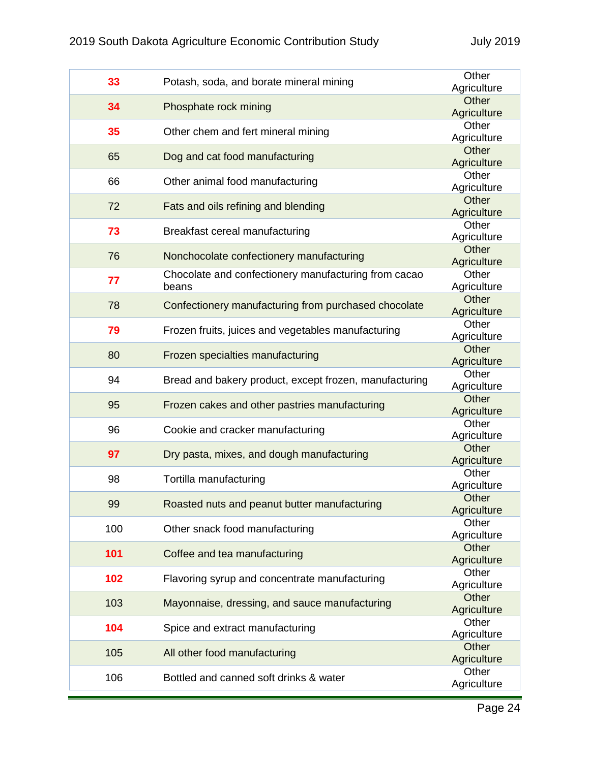| | | |
|---|---|---|
| **33** | Potash, soda, and borate mineral mining | Other Agriculture |
| **34** | Phosphate rock mining | Other Agriculture |
| **35** | Other chem and fert mineral mining | Other Agriculture |
| 65 | Dog and cat food manufacturing | Other Agriculture |
| 66 | Other animal food manufacturing | Other Agriculture |
| 72 | Fats and oils refining and blending | Other Agriculture |
| **73** | Breakfast cereal manufacturing | Other Agriculture |
| 76 | Nonchocolate confectionery manufacturing | Other Agriculture |
| **77** | Chocolate and confectionery manufacturing from cacao beans | Other Agriculture |
| 78 | Confectionery manufacturing from purchased chocolate | Other Agriculture |
| **79** | Frozen fruits, juices and vegetables manufacturing | Other Agriculture |
| 80 | Frozen specialties manufacturing | Other Agriculture |
| 94 | Bread and bakery product, except frozen, manufacturing | Other Agriculture |
| 95 | Frozen cakes and other pastries manufacturing | Other Agriculture |
| 96 | Cookie and cracker manufacturing | Other Agriculture |
| **97** | Dry pasta, mixes, and dough manufacturing | Other Agriculture |
| 98 | Tortilla manufacturing | Other Agriculture |
| 99 | Roasted nuts and peanut butter manufacturing | Other Agriculture |
| 100 | Other snack food manufacturing | Other Agriculture |
| **101** | Coffee and tea manufacturing | Other Agriculture |
| **102** | Flavoring syrup and concentrate manufacturing | Other Agriculture |
| 103 | Mayonnaise, dressing, and sauce manufacturing | Other Agriculture |
| **104** | Spice and extract manufacturing | Other Agriculture |
| 105 | All other food manufacturing | Other Agriculture |
| 106 | Bottled and canned soft drinks & water | Other Agriculture |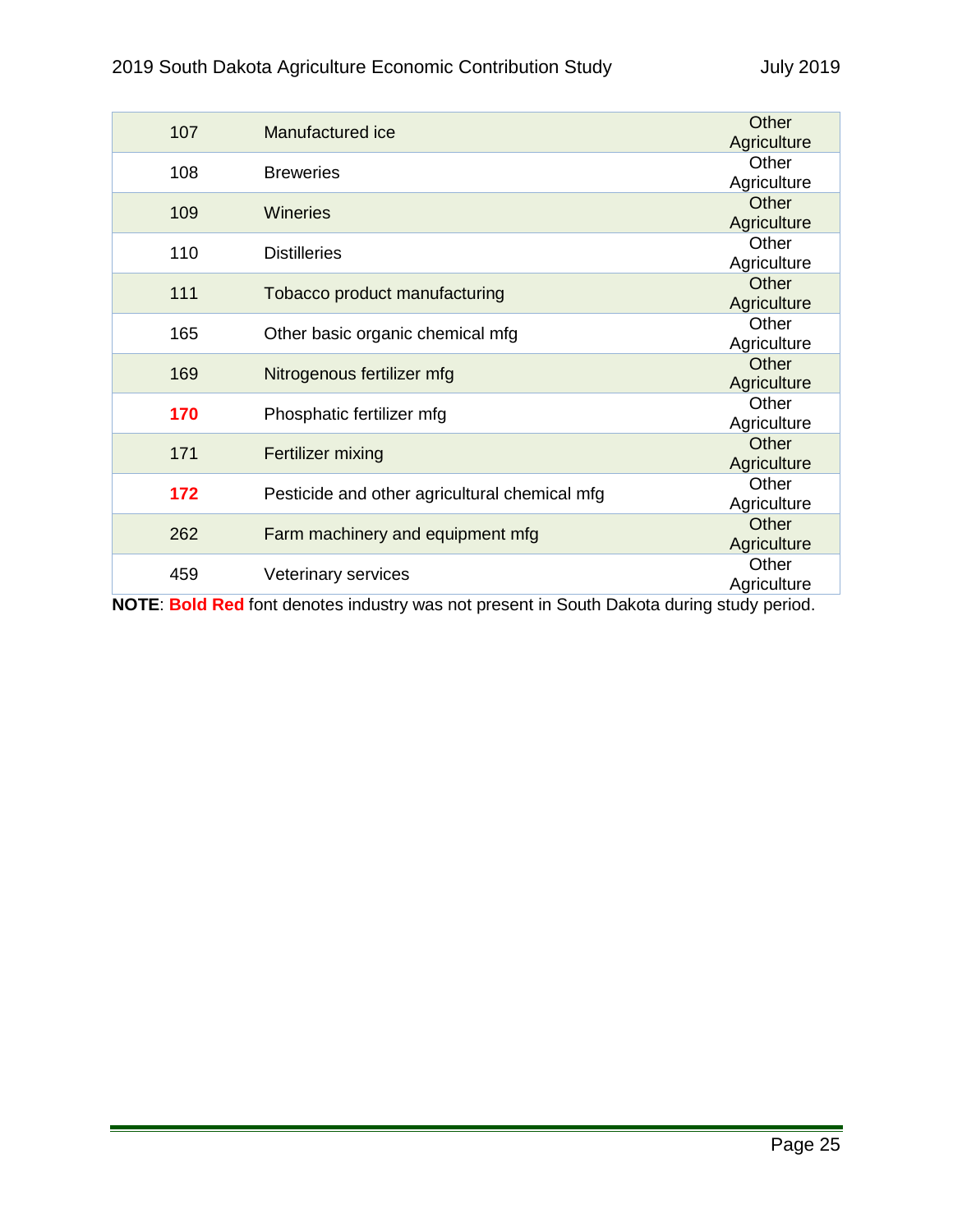| | | |
|---|---|---|
| 107 | Manufactured ice | Other Agriculture |
| 108 | Breweries | Other Agriculture |
| 109 | Wineries | Other Agriculture |
| 110 | Distilleries | Other Agriculture |
| 111 | Tobacco product manufacturing | Other Agriculture |
| 165 | Other basic organic chemical mfg | Other Agriculture |
| 169 | Nitrogenous fertilizer mfg | Other Agriculture |
| **170** | Phosphatic fertilizer mfg | Other Agriculture |
| 171 | Fertilizer mixing | Other Agriculture |
| **172** | Pesticide and other agricultural chemical mfg | Other Agriculture |
| 262 | Farm machinery and equipment mfg | Other Agriculture |
| 459 | Veterinary services | Other Agriculture |

**NOTE**: **Bold Red** font denotes industry was not present in South Dakota during study period.